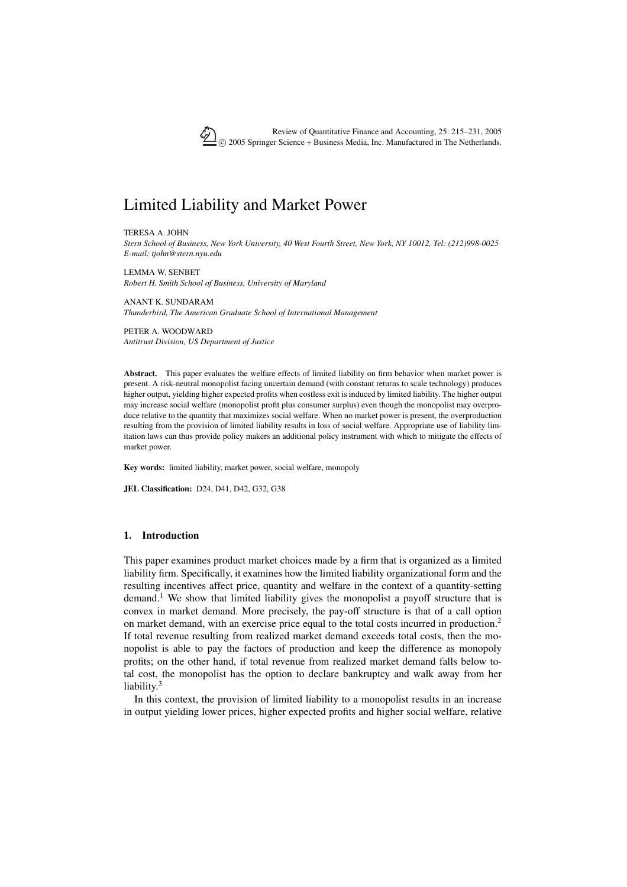# Limited Liability and Market Power

TERESA A. JOHN

*Stern School of Business, New York University, 40 West Fourth Street, New York, NY 10012, Tel: (212)998-0025 E-mail: tjohn@stern.nyu.edu*

LEMMA W. SENBET

*Robert H. Smith School of Business, University of Maryland*

ANANT K. SUNDARAM

*Thunderbird, The American Graduate School of International Management*

PETER A. WOODWARD

*Antitrust Division, US Department of Justice*

**Abstract.** This paper evaluates the welfare effects of limited liability on firm behavior when market power is present. A risk-neutral monopolist facing uncertain demand (with constant returns to scale technology) produces higher output, yielding higher expected profits when costless exit is induced by limited liability. The higher output may increase social welfare (monopolist profit plus consumer surplus) even though the monopolist may overproduce relative to the quantity that maximizes social welfare. When no market power is present, the overproduction resulting from the provision of limited liability results in loss of social welfare. Appropriate use of liability limitation laws can thus provide policy makers an additional policy instrument with which to mitigate the effects of market power.

**Key words:** limited liability, market power, social welfare, monopoly

**JEL Classification:** D24, D41, D42, G32, G38

## 1. Introduction

This paper examines product market choices made by a firm that is organized as a limited liability firm. Specifically, it examines how the limited liability organizational form and the resulting incentives affect price, quantity and welfare in the context of a quantity-setting demand.[1] We show that limited liability gives the monopolist a payoff structure that is convex in market demand. More precisely, the pay-off structure is that of a call option on market demand, with an exercise price equal to the total costs incurred in production.[2] If total revenue resulting from realized market demand exceeds total costs, then the monopolist is able to pay the factors of production and keep the difference as monopoly profits; on the other hand, if total revenue from realized market demand falls below total cost, the monopolist has the option to declare bankruptcy and walk away from her liability.[3]

In this context, the provision of limited liability to a monopolist results in an increase in output yielding lower prices, higher expected profits and higher social welfare, relative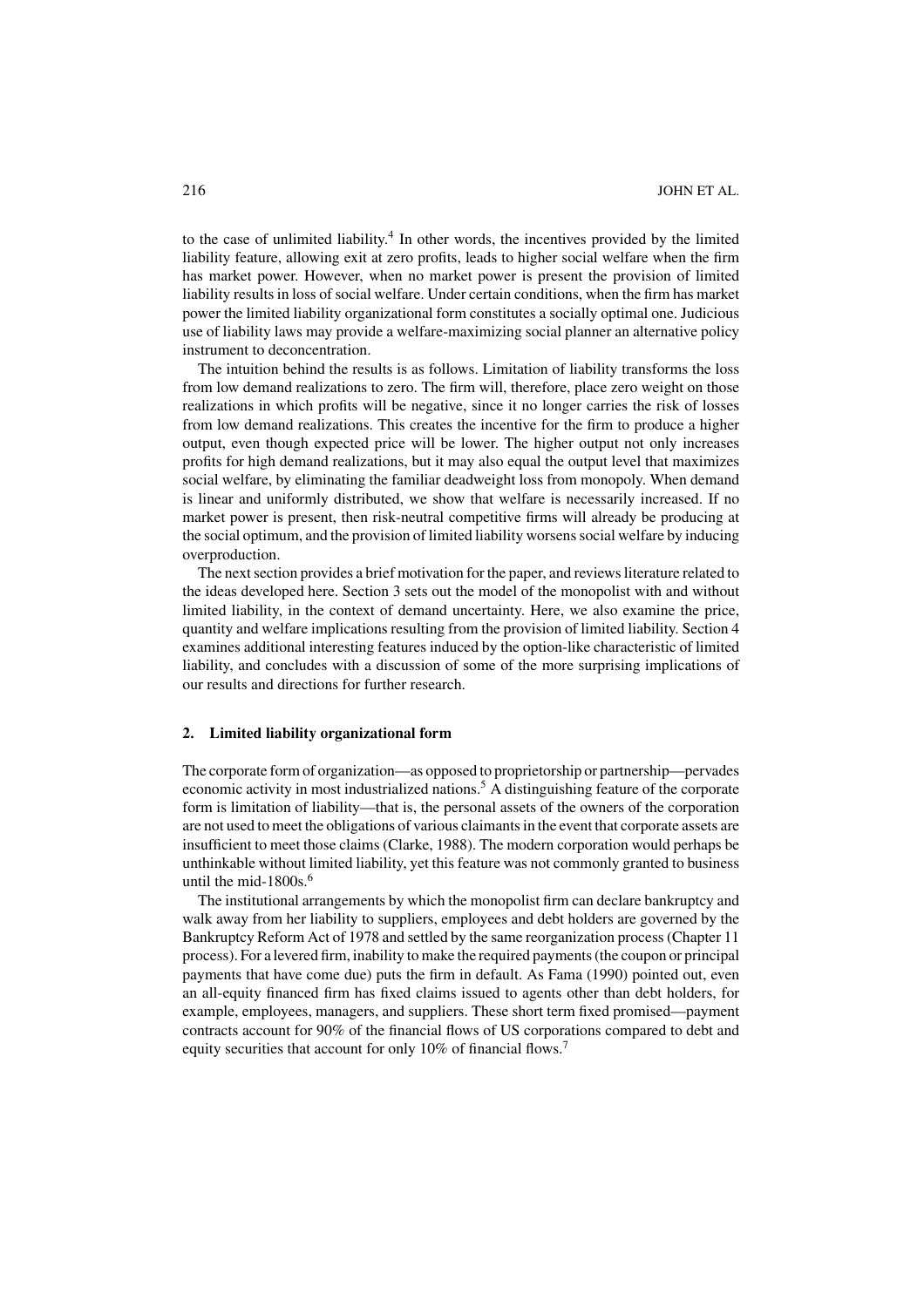to the case of unlimited liability.[4] In other words, the incentives provided by the limited liability feature, allowing exit at zero profits, leads to higher social welfare when the firm has market power. However, when no market power is present the provision of limited liability results in loss of social welfare. Under certain conditions, when the firm has market power the limited liability organizational form constitutes a socially optimal one. Judicious use of liability laws may provide a welfare-maximizing social planner an alternative policy instrument to deconcentration.

The intuition behind the results is as follows. Limitation of liability transforms the loss from low demand realizations to zero. The firm will, therefore, place zero weight on those realizations in which profits will be negative, since it no longer carries the risk of losses from low demand realizations. This creates the incentive for the firm to produce a higher output, even though expected price will be lower. The higher output not only increases profits for high demand realizations, but it may also equal the output level that maximizes social welfare, by eliminating the familiar deadweight loss from monopoly. When demand is linear and uniformly distributed, we show that welfare is necessarily increased. If no market power is present, then risk-neutral competitive firms will already be producing at the social optimum, and the provision of limited liability worsens social welfare by inducing overproduction.

The next section provides a brief motivation for the paper, and reviews literature related to the ideas developed here. Section 3 sets out the model of the monopolist with and without limited liability, in the context of demand uncertainty. Here, we also examine the price, quantity and welfare implications resulting from the provision of limited liability. Section 4 examines additional interesting features induced by the option-like characteristic of limited liability, and concludes with a discussion of some of the more surprising implications of our results and directions for further research.

## 2. Limited liability organizational form

The corporate form of organization—as opposed to proprietorship or partnership—pervades economic activity in most industrialized nations.[5] A distinguishing feature of the corporate form is limitation of liability—that is, the personal assets of the owners of the corporation are not used to meet the obligations of various claimants in the event that corporate assets are insufficient to meet those claims (Clarke, 1988). The modern corporation would perhaps be unthinkable without limited liability, yet this feature was not commonly granted to business until the mid-1800s.[6]

The institutional arrangements by which the monopolist firm can declare bankruptcy and walk away from her liability to suppliers, employees and debt holders are governed by the Bankruptcy Reform Act of 1978 and settled by the same reorganization process (Chapter 11 process). For a levered firm, inability to make the required payments (the coupon or principal payments that have come due) puts the firm in default. As Fama (1990) pointed out, even an all-equity financed firm has fixed claims issued to agents other than debt holders, for example, employees, managers, and suppliers. These short term fixed promised—payment contracts account for 90% of the financial flows of US corporations compared to debt and equity securities that account for only 10% of financial flows.[7]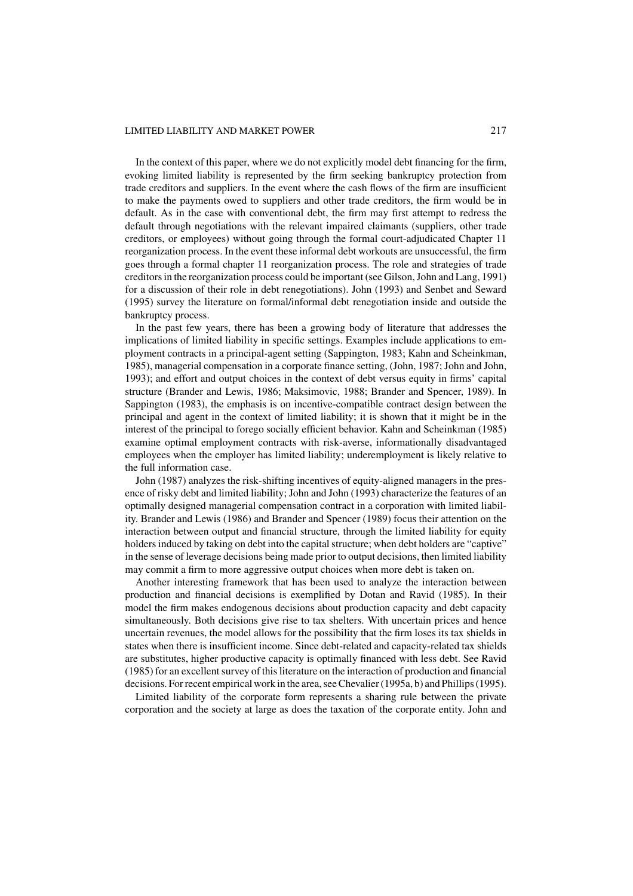In the context of this paper, where we do not explicitly model debt financing for the firm, evoking limited liability is represented by the firm seeking bankruptcy protection from trade creditors and suppliers. In the event where the cash flows of the firm are insufficient to make the payments owed to suppliers and other trade creditors, the firm would be in default. As in the case with conventional debt, the firm may first attempt to redress the default through negotiations with the relevant impaired claimants (suppliers, other trade creditors, or employees) without going through the formal court-adjudicated Chapter 11 reorganization process. In the event these informal debt workouts are unsuccessful, the firm goes through a formal chapter 11 reorganization process. The role and strategies of trade creditors in the reorganization process could be important (see Gilson, John and Lang, 1991) for a discussion of their role in debt renegotiations). John (1993) and Senbet and Seward (1995) survey the literature on formal/informal debt renegotiation inside and outside the bankruptcy process.

In the past few years, there has been a growing body of literature that addresses the implications of limited liability in specific settings. Examples include applications to employment contracts in a principal-agent setting (Sappington, 1983; Kahn and Scheinkman, 1985), managerial compensation in a corporate finance setting, (John, 1987; John and John, 1993); and effort and output choices in the context of debt versus equity in firms' capital structure (Brander and Lewis, 1986; Maksimovic, 1988; Brander and Spencer, 1989). In Sappington (1983), the emphasis is on incentive-compatible contract design between the principal and agent in the context of limited liability; it is shown that it might be in the interest of the principal to forego socially efficient behavior. Kahn and Scheinkman (1985) examine optimal employment contracts with risk-averse, informationally disadvantaged employees when the employer has limited liability; underemployment is likely relative to the full information case.

John (1987) analyzes the risk-shifting incentives of equity-aligned managers in the presence of risky debt and limited liability; John and John (1993) characterize the features of an optimally designed managerial compensation contract in a corporation with limited liability. Brander and Lewis (1986) and Brander and Spencer (1989) focus their attention on the interaction between output and financial structure, through the limited liability for equity holders induced by taking on debt into the capital structure; when debt holders are "captive" in the sense of leverage decisions being made prior to output decisions, then limited liability may commit a firm to more aggressive output choices when more debt is taken on.

Another interesting framework that has been used to analyze the interaction between production and financial decisions is exemplified by Dotan and Ravid (1985). In their model the firm makes endogenous decisions about production capacity and debt capacity simultaneously. Both decisions give rise to tax shelters. With uncertain prices and hence uncertain revenues, the model allows for the possibility that the firm loses its tax shields in states when there is insufficient income. Since debt-related and capacity-related tax shields are substitutes, higher productive capacity is optimally financed with less debt. See Ravid (1985) for an excellent survey of this literature on the interaction of production and financial decisions. For recent empirical work in the area, see Chevalier (1995a, b) and Phillips (1995).

Limited liability of the corporate form represents a sharing rule between the private corporation and the society at large as does the taxation of the corporate entity. John and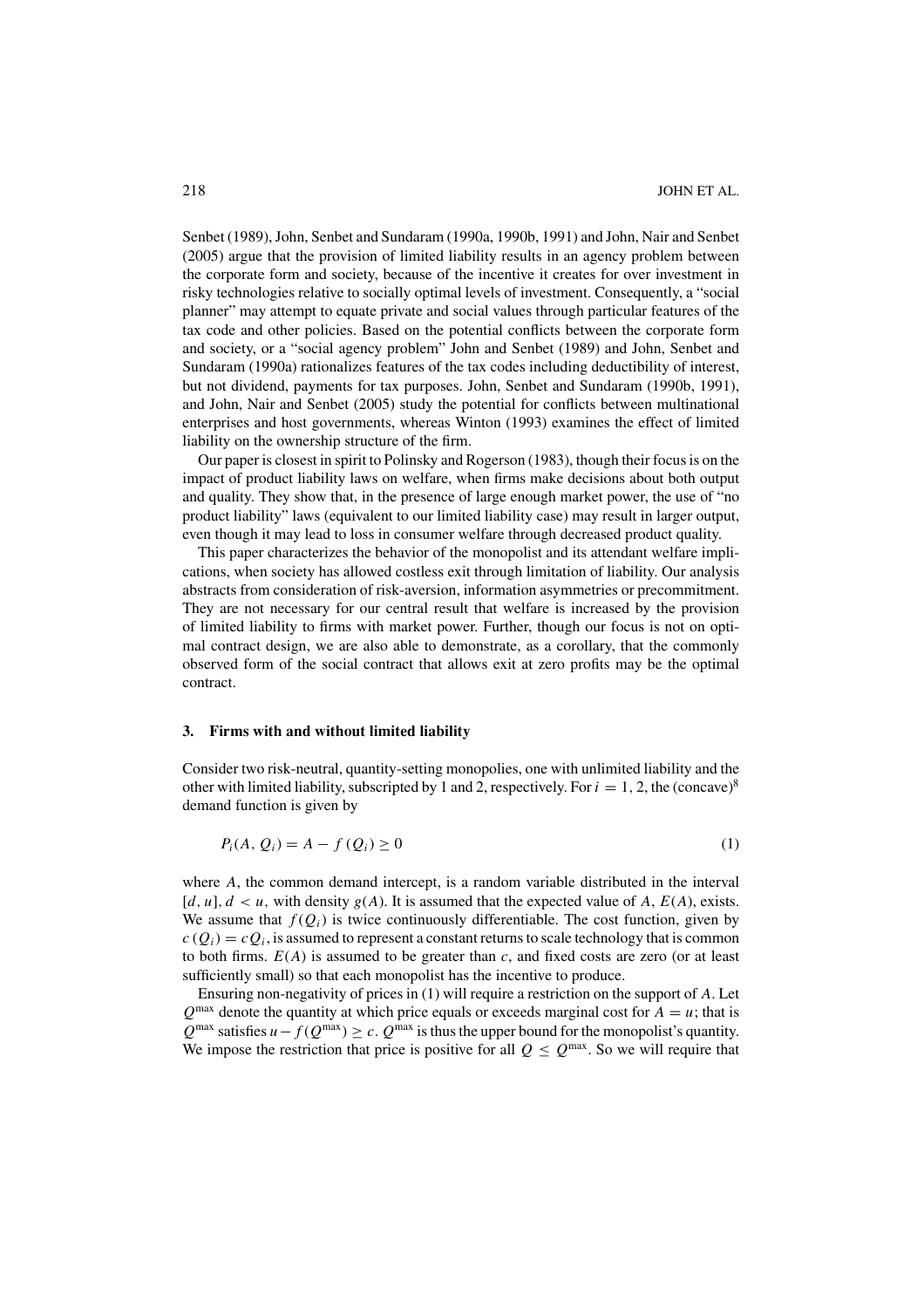Senbet (1989), John, Senbet and Sundaram (1990a, 1990b, 1991) and John, Nair and Senbet (2005) argue that the provision of limited liability results in an agency problem between the corporate form and society, because of the incentive it creates for over investment in risky technologies relative to socially optimal levels of investment. Consequently, a "social planner" may attempt to equate private and social values through particular features of the tax code and other policies. Based on the potential conflicts between the corporate form and society, or a "social agency problem" John and Senbet (1989) and John, Senbet and Sundaram (1990a) rationalizes features of the tax codes including deductibility of interest, but not dividend, payments for tax purposes. John, Senbet and Sundaram (1990b, 1991), and John, Nair and Senbet (2005) study the potential for conflicts between multinational enterprises and host governments, whereas Winton (1993) examines the effect of limited liability on the ownership structure of the firm.

Our paper is closest in spirit to Polinsky and Rogerson (1983), though their focus is on the impact of product liability laws on welfare, when firms make decisions about both output and quality. They show that, in the presence of large enough market power, the use of "no product liability" laws (equivalent to our limited liability case) may result in larger output, even though it may lead to loss in consumer welfare through decreased product quality.

This paper characterizes the behavior of the monopolist and its attendant welfare implications, when society has allowed costless exit through limitation of liability. Our analysis abstracts from consideration of risk-aversion, information asymmetries or precommitment. They are not necessary for our central result that welfare is increased by the provision of limited liability to firms with market power. Further, though our focus is not on optimal contract design, we are also able to demonstrate, as a corollary, that the commonly observed form of the social contract that allows exit at zero profits may be the optimal contract.

## 3. Firms with and without limited liability

Consider two risk-neutral, quantity-setting monopolies, one with unlimited liability and the other with limited liability, subscripted by 1 and 2, respectively. For $i = 1, 2$, the (concave)[8] demand function is given by

$$P_i(A, Q_i) = A - f(Q_i) \geq 0 \tag{1}$$

where $A$, the common demand intercept, is a random variable distributed in the interval $[d, u]$, $d < u$, with density $g(A)$. It is assumed that the expected value of $A$, $E(A)$, exists. We assume that $f(Q_i)$ is twice continuously differentiable. The cost function, given by $c(Q_i) = cQ_i$, is assumed to represent a constant returns to scale technology that is common to both firms. $E(A)$ is assumed to be greater than $c$, and fixed costs are zero (or at least sufficiently small) so that each monopolist has the incentive to produce.

Ensuring non-negativity of prices in (1) will require a restriction on the support of $A$. Let $Q^{\max}$ denote the quantity at which price equals or exceeds marginal cost for $A = u$; that is $Q^{\max}$ satisfies $u - f(Q^{\max}) \geq c$. $Q^{\max}$ is thus the upper bound for the monopolist's quantity. We impose the restriction that price is positive for all $Q \leq Q^{\max}$. So we will require that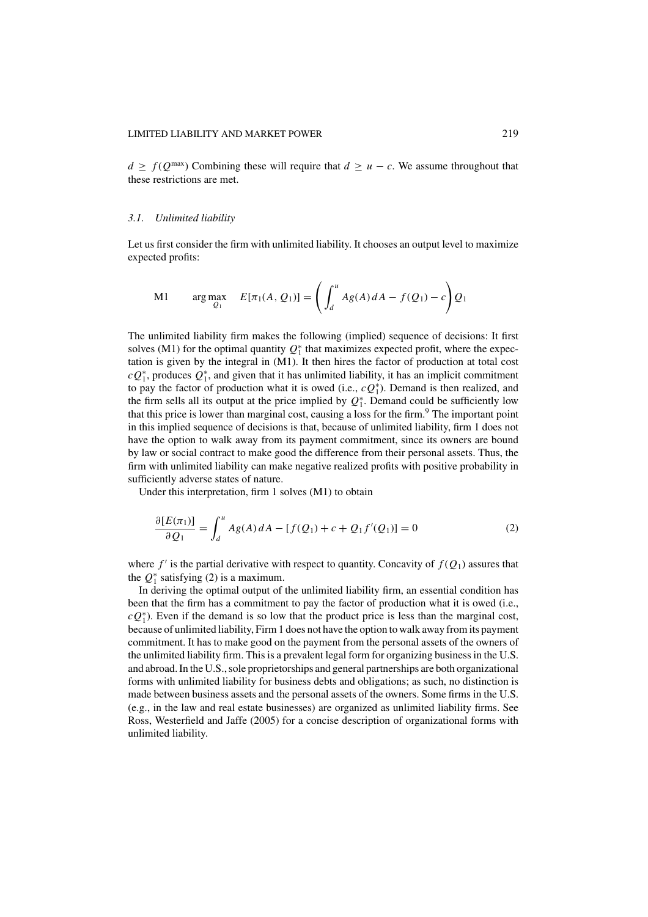$d \geq f(Q^{\max})$ Combining these will require that $d \geq u - c$. We assume throughout that these restrictions are met.

### 3.1. *Unlimited liability*

Let us first consider the firm with unlimited liability. It chooses an output level to maximize expected profits:

$$\text{M1} \qquad \arg\max_{Q_1} \quad E[\pi_1(A, Q_1)] = \left( \int_d^u Ag(A)\, dA - f(Q_1) - c \right) Q_1$$

The unlimited liability firm makes the following (implied) sequence of decisions: It first solves (M1) for the optimal quantity $Q_1^*$ that maximizes expected profit, where the expectation is given by the integral in (M1). It then hires the factor of production at total cost $cQ_1^*$, produces $Q_1^*$, and given that it has unlimited liability, it has an implicit commitment to pay the factor of production what it is owed (i.e., $cQ_1^*$). Demand is then realized, and the firm sells all its output at the price implied by $Q_1^*$. Demand could be sufficiently low that this price is lower than marginal cost, causing a loss for the firm.[9] The important point in this implied sequence of decisions is that, because of unlimited liability, firm 1 does not have the option to walk away from its payment commitment, since its owners are bound by law or social contract to make good the difference from their personal assets. Thus, the firm with unlimited liability can make negative realized profits with positive probability in sufficiently adverse states of nature.

Under this interpretation, firm 1 solves (M1) to obtain

$$\frac{\partial [E(\pi_1)]}{\partial Q_1} = \int_d^u Ag(A)\, dA - [f(Q_1) + c + Q_1 f'(Q_1)] = 0 \tag{2}$$

where $f'$ is the partial derivative with respect to quantity. Concavity of $f(Q_1)$ assures that the $Q_1^*$ satisfying (2) is a maximum.

In deriving the optimal output of the unlimited liability firm, an essential condition has been that the firm has a commitment to pay the factor of production what it is owed (i.e., $cQ_1^*$). Even if the demand is so low that the product price is less than the marginal cost, because of unlimited liability, Firm 1 does not have the option to walk away from its payment commitment. It has to make good on the payment from the personal assets of the owners of the unlimited liability firm. This is a prevalent legal form for organizing business in the U.S. and abroad. In the U.S., sole proprietorships and general partnerships are both organizational forms with unlimited liability for business debts and obligations; as such, no distinction is made between business assets and the personal assets of the owners. Some firms in the U.S. (e.g., in the law and real estate businesses) are organized as unlimited liability firms. See Ross, Westerfield and Jaffe (2005) for a concise description of organizational forms with unlimited liability.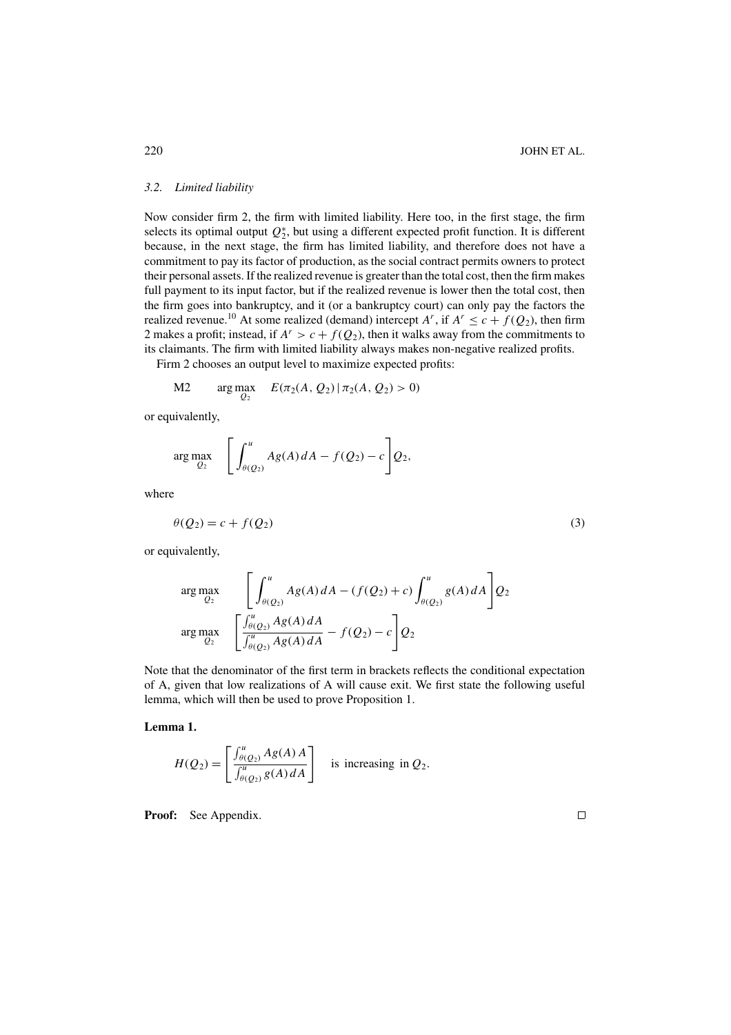### 3.2. Limited liability

Now consider firm 2, the firm with limited liability. Here too, in the first stage, the firm selects its optimal output $Q_2^*$, but using a different expected profit function. It is different because, in the next stage, the firm has limited liability, and therefore does not have a commitment to pay its factor of production, as the social contract permits owners to protect their personal assets. If the realized revenue is greater than the total cost, then the firm makes full payment to its input factor, but if the realized revenue is lower then the total cost, then the firm goes into bankruptcy, and it (or a bankruptcy court) can only pay the factors the realized revenue.[10] At some realized (demand) intercept $A^r$, if $A^r \leq c + f(Q_2)$, then firm 2 makes a profit; instead, if $A^r > c + f(Q_2)$, then it walks away from the commitments to its claimants. The firm with limited liability always makes non-negative realized profits.

Firm 2 chooses an output level to maximize expected profits:

$$\text{M2} \qquad \arg\max_{Q_2} \quad E(\pi_2(A, Q_2) \mid \pi_2(A, Q_2) > 0)$$

or equivalently,

$$\arg\max_{Q_2} \quad \left[ \int_{\theta(Q_2)}^{u} Ag(A)\, dA - f(Q_2) - c \right] Q_2,$$

where

$$\theta(Q_2) = c + f(Q_2) \tag{3}$$

or equivalently,

$$\arg\max_{Q_2} \quad \left[ \int_{\theta(Q_2)}^{u} Ag(A)\, dA - (f(Q_2) + c) \int_{\theta(Q_2)}^{u} g(A)\, dA \right] Q_2$$

$$\arg\max_{Q_2} \quad \left[ \frac{\int_{\theta(Q_2)}^{u} Ag(A)\, dA}{\int_{\theta(Q_2)}^{u} Ag(A)\, dA} - f(Q_2) - c \right] Q_2$$

Note that the denominator of the first term in brackets reflects the conditional expectation of A, given that low realizations of A will cause exit. We first state the following useful lemma, which will then be used to prove Proposition 1.

**Lemma 1.**

$$H(Q_2) = \left[ \frac{\int_{\theta(Q_2)}^{u} Ag(A)\, A}{\int_{\theta(Q_2)}^{u} g(A)\, dA} \right] \quad \text{is increasing in } Q_2.$$

**Proof:** See Appendix. □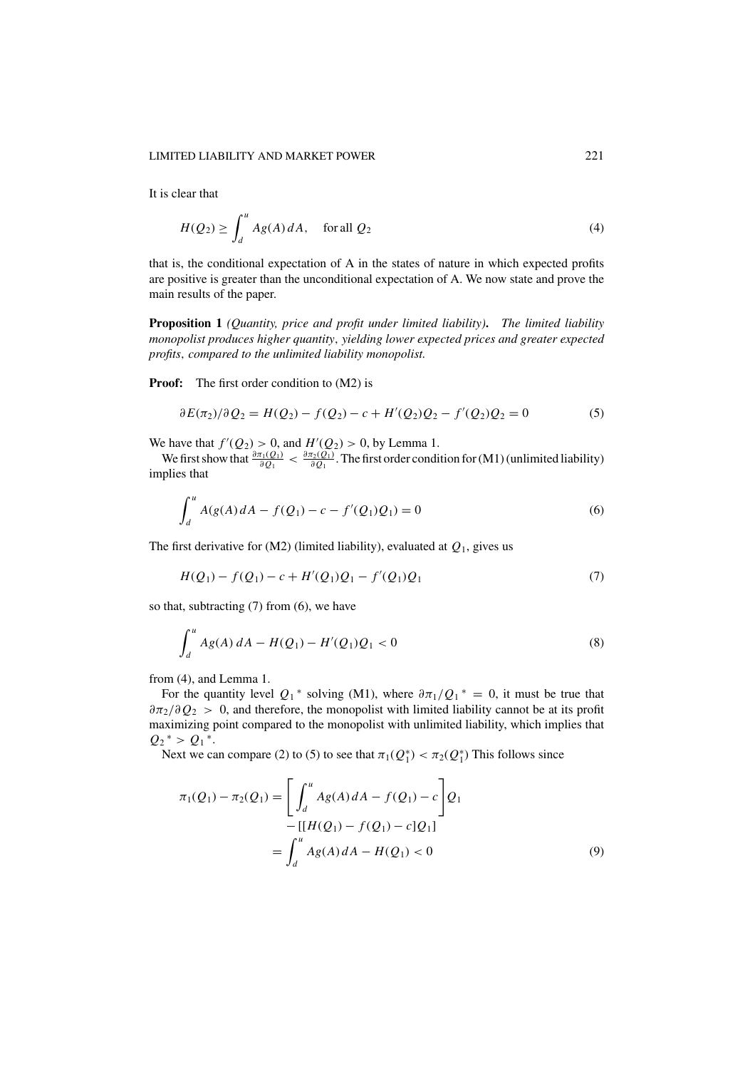It is clear that

$$H(Q_2) \geq \int_d^u Ag(A)\,dA, \quad \text{for all } Q_2 \tag{4}$$

that is, the conditional expectation of A in the states of nature in which expected profits are positive is greater than the unconditional expectation of A. We now state and prove the main results of the paper.

**Proposition 1** *(Quantity, price and profit under limited liability)***.** *The limited liability monopolist produces higher quantity, yielding lower expected prices and greater expected profits, compared to the unlimited liability monopolist.*

**Proof:** The first order condition to (M2) is

$$\partial E(\pi_2)/\partial Q_2 = H(Q_2) - f(Q_2) - c + H'(Q_2)Q_2 - f'(Q_2)Q_2 = 0 \tag{5}$$

We have that $f'(Q_2) > 0$, and $H'(Q_2) > 0$, by Lemma 1.

We first show that $\frac{\partial \pi_1(Q_1)}{\partial Q_1} < \frac{\partial \pi_2(Q_1)}{\partial Q_1}$. The first order condition for (M1) (unlimited liability) implies that

$$\int_d^u A(g(A)\,dA - f(Q_1) - c - f'(Q_1)Q_1) = 0 \tag{6}$$

The first derivative for (M2) (limited liability), evaluated at $Q_1$, gives us

$$H(Q_1) - f(Q_1) - c + H'(Q_1)Q_1 - f'(Q_1)Q_1 \tag{7}$$

so that, subtracting (7) from (6), we have

$$\int_d^u Ag(A)\,dA - H(Q_1) - H'(Q_1)Q_1 < 0 \tag{8}$$

from (4), and Lemma 1.

For the quantity level $Q_1{}^*$ solving (M1), where $\partial \pi_1 / Q_1{}^* = 0$, it must be true that $\partial \pi_2 / \partial Q_2 > 0$, and therefore, the monopolist with limited liability cannot be at its profit maximizing point compared to the monopolist with unlimited liability, which implies that $Q_2{}^* > Q_1{}^*$.

Next we can compare (2) to (5) to see that $\pi_1(Q_1^*) < \pi_2(Q_1^*)$ This follows since

$$\begin{aligned}\pi_1(Q_1) - \pi_2(Q_1) &= \left[\int_d^u Ag(A)\,dA - f(Q_1) - c\right]Q_1 \\ &\quad - [[H(Q_1) - f(Q_1) - c]Q_1] \\ &= \int_d^u Ag(A)\,dA - H(Q_1) < 0\end{aligned} \tag{9}$$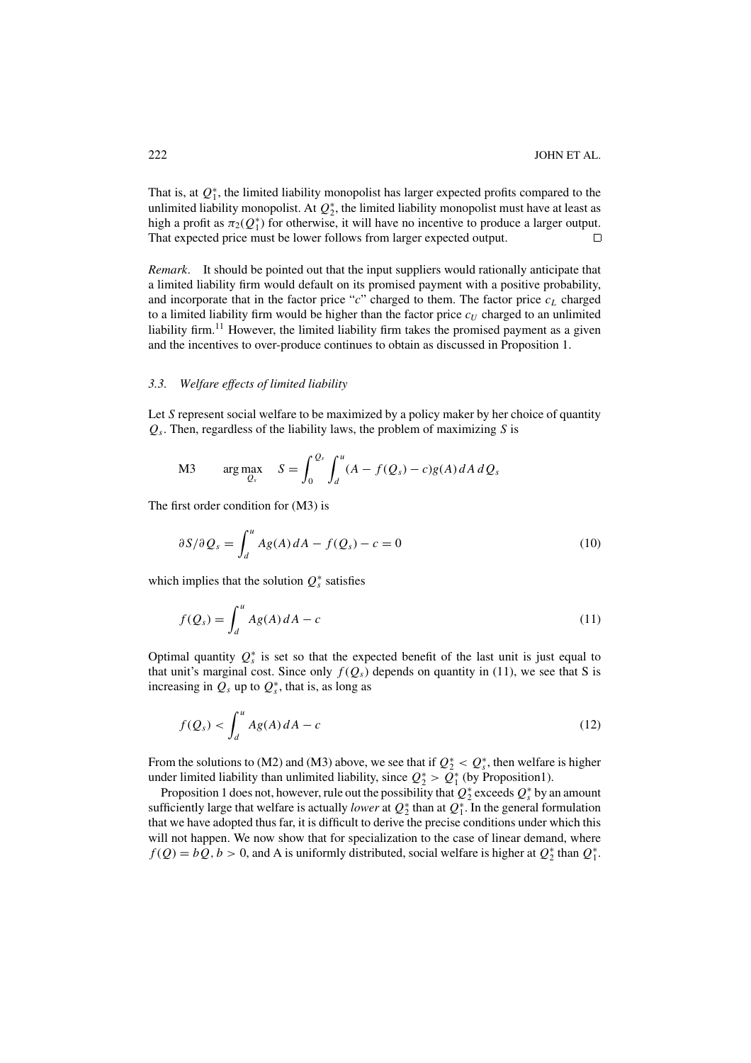That is, at $Q_1^*$, the limited liability monopolist has larger expected profits compared to the unlimited liability monopolist. At $Q_2^*$, the limited liability monopolist must have at least as high a profit as $\pi_2(Q_1^*)$ for otherwise, it will have no incentive to produce a larger output. That expected price must be lower follows from larger expected output. $\square$

*Remark*. It should be pointed out that the input suppliers would rationally anticipate that a limited liability firm would default on its promised payment with a positive probability, and incorporate that in the factor price "$c$" charged to them. The factor price $c_L$ charged to a limited liability firm would be higher than the factor price $c_U$ charged to an unlimited liability firm.[11] However, the limited liability firm takes the promised payment as a given and the incentives to over-produce continues to obtain as discussed in Proposition 1.

### 3.3. *Welfare effects of limited liability*

Let *S* represent social welfare to be maximized by a policy maker by her choice of quantity $Q_s$. Then, regardless of the liability laws, the problem of maximizing *S* is

$$\text{M3} \qquad \arg\max_{Q_s} \quad S = \int_0^{Q_s} \int_d^u (A - f(Q_s) - c) g(A)\, dA\, dQ_s$$

The first order condition for (M3) is

$$\partial S / \partial Q_s = \int_d^u A g(A)\, dA - f(Q_s) - c = 0 \tag{10}$$

which implies that the solution $Q_s^*$ satisfies

$$f(Q_s) = \int_d^u A g(A)\, dA - c \tag{11}$$

Optimal quantity $Q_s^*$ is set so that the expected benefit of the last unit is just equal to that unit's marginal cost. Since only $f(Q_s)$ depends on quantity in (11), we see that S is increasing in $Q_s$ up to $Q_s^*$, that is, as long as

$$f(Q_s) < \int_d^u A g(A)\, dA - c \tag{12}$$

From the solutions to (M2) and (M3) above, we see that if $Q_2^* < Q_s^*$, then welfare is higher under limited liability than unlimited liability, since $Q_2^* > Q_1^*$ (by Proposition1).

Proposition 1 does not, however, rule out the possibility that $Q_2^*$ exceeds $Q_s^*$ by an amount sufficiently large that welfare is actually *lower* at $Q_2^*$ than at $Q_1^*$. In the general formulation that we have adopted thus far, it is difficult to derive the precise conditions under which this will not happen. We now show that for specialization to the case of linear demand, where $f(Q) = bQ$, $b > 0$, and A is uniformly distributed, social welfare is higher at $Q_2^*$ than $Q_1^*$.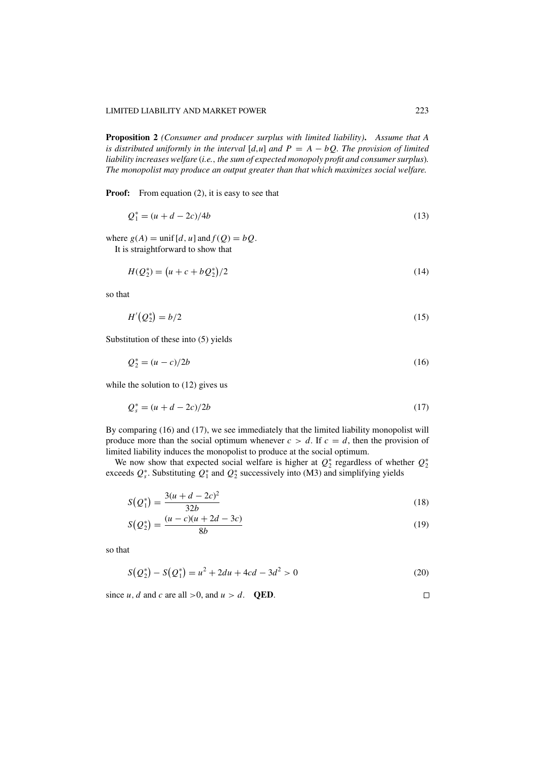**Proposition 2** *(Consumer and producer surplus with limited liability)*. *Assume that A is distributed uniformly in the interval* $[d,u]$ *and* $P = A - bQ$. *The provision of limited liability increases welfare* (*i.e.*, *the sum of expected monopoly profit and consumer surplus*). *The monopolist may produce an output greater than that which maximizes social welfare.*

**Proof:** From equation (2), it is easy to see that

$$Q_1^* = (u + d - 2c)/4b \tag{13}$$

where $g(A) = \text{unif}\,[d, u]$ and $f(Q) = bQ$.

It is straightforward to show that

$$H(Q_2^*) = \left(u + c + bQ_2^*\right)/2 \tag{14}$$

so that

$$H'\left(Q_2^*\right) = b/2 \tag{15}$$

Substitution of these into (5) yields

$$Q_2^* = (u - c)/2b \tag{16}$$

while the solution to (12) gives us

$$Q_s^* = (u + d - 2c)/2b \tag{17}$$

By comparing (16) and (17), we see immediately that the limited liability monopolist will produce more than the social optimum whenever $c > d$. If $c = d$, then the provision of limited liability induces the monopolist to produce at the social optimum.

We now show that expected social welfare is higher at $Q_2^*$ regardless of whether $Q_2^*$ exceeds $Q_s^*$. Substituting $Q_1^*$ and $Q_2^*$ successively into (M3) and simplifying yields

$$S\left(Q_1^*\right) = \frac{3(u + d - 2c)^2}{32b} \tag{18}$$

$$S\left(Q_2^*\right) = \frac{(u - c)(u + 2d - 3c)}{8b} \tag{19}$$

so that

$$S\left(Q_2^*\right) - S\left(Q_1^*\right) = u^2 + 2du + 4cd - 3d^2 > 0 \tag{20}$$

since $u$, $d$ and $c$ are all $>0$, and $u > d$. **QED**. □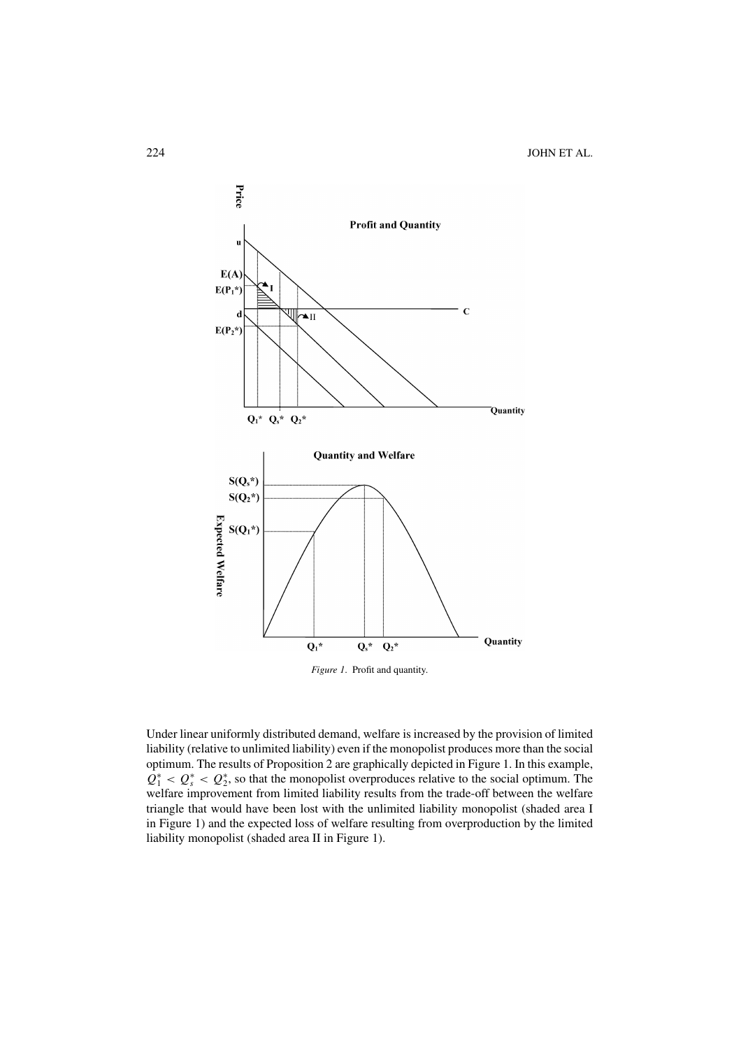*Figure 1*. Profit and quantity.

Under linear uniformly distributed demand, welfare is increased by the provision of limited liability (relative to unlimited liability) even if the monopolist produces more than the social optimum. The results of Proposition 2 are graphically depicted in Figure 1. In this example, $Q_1^* < Q_s^* < Q_2^*$, so that the monopolist overproduces relative to the social optimum. The welfare improvement from limited liability results from the trade-off between the welfare triangle that would have been lost with the unlimited liability monopolist (shaded area I in Figure 1) and the expected loss of welfare resulting from overproduction by the limited liability monopolist (shaded area II in Figure 1).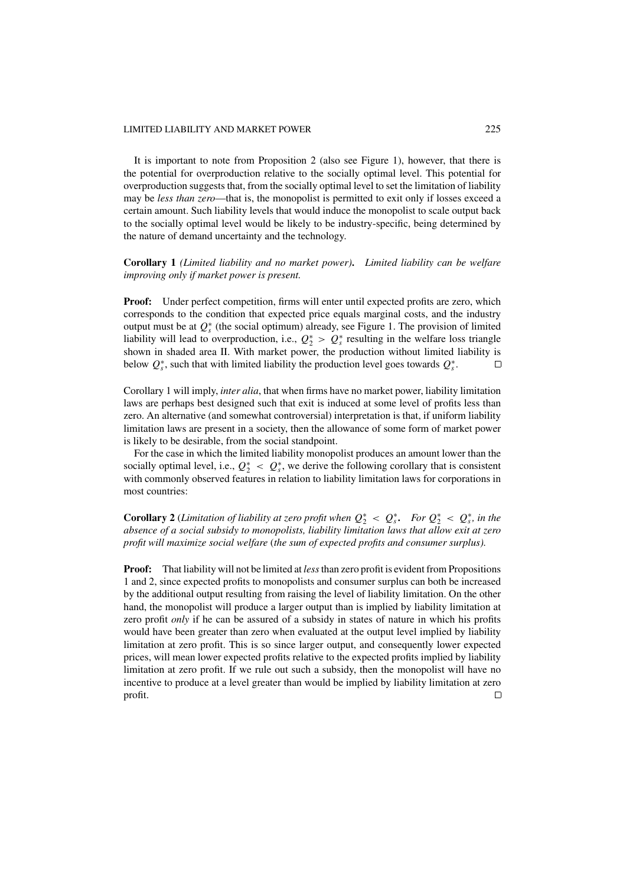It is important to note from Proposition 2 (also see Figure 1), however, that there is the potential for overproduction relative to the socially optimal level. This potential for overproduction suggests that, from the socially optimal level to set the limitation of liability may be *less than zero*—that is, the monopolist is permitted to exit only if losses exceed a certain amount. Such liability levels that would induce the monopolist to scale output back to the socially optimal level would be likely to be industry-specific, being determined by the nature of demand uncertainty and the technology.

**Corollary 1** *(Limited liability and no market power)***.** *Limited liability can be welfare improving only if market power is present.*

**Proof:** Under perfect competition, firms will enter until expected profits are zero, which corresponds to the condition that expected price equals marginal costs, and the industry output must be at $Q_s^*$ (the social optimum) already, see Figure 1. The provision of limited liability will lead to overproduction, i.e., $Q_2^* > Q_s^*$ resulting in the welfare loss triangle shown in shaded area II. With market power, the production without limited liability is below $Q_s^*$, such that with limited liability the production level goes towards $Q_s^*$. □

Corollary 1 will imply, *inter alia*, that when firms have no market power, liability limitation laws are perhaps best designed such that exit is induced at some level of profits less than zero. An alternative (and somewhat controversial) interpretation is that, if uniform liability limitation laws are present in a society, then the allowance of some form of market power is likely to be desirable, from the social standpoint.

For the case in which the limited liability monopolist produces an amount lower than the socially optimal level, i.e., $Q_2^* < Q_s^*$, we derive the following corollary that is consistent with commonly observed features in relation to liability limitation laws for corporations in most countries:

**Corollary 2** (*Limitation of liability at zero profit when $Q_2^* < Q_s^*$***.** *For $Q_2^* < Q_s^*$, in the absence of a social subsidy to monopolists, liability limitation laws that allow exit at zero profit will maximize social welfare* (*the sum of expected profits and consumer surplus).*

**Proof:** That liability will not be limited at *less* than zero profit is evident from Propositions 1 and 2, since expected profits to monopolists and consumer surplus can both be increased by the additional output resulting from raising the level of liability limitation. On the other hand, the monopolist will produce a larger output than is implied by liability limitation at zero profit *only* if he can be assured of a subsidy in states of nature in which his profits would have been greater than zero when evaluated at the output level implied by liability limitation at zero profit. This is so since larger output, and consequently lower expected prices, will mean lower expected profits relative to the expected profits implied by liability limitation at zero profit. If we rule out such a subsidy, then the monopolist will have no incentive to produce at a level greater than would be implied by liability limitation at zero profit. □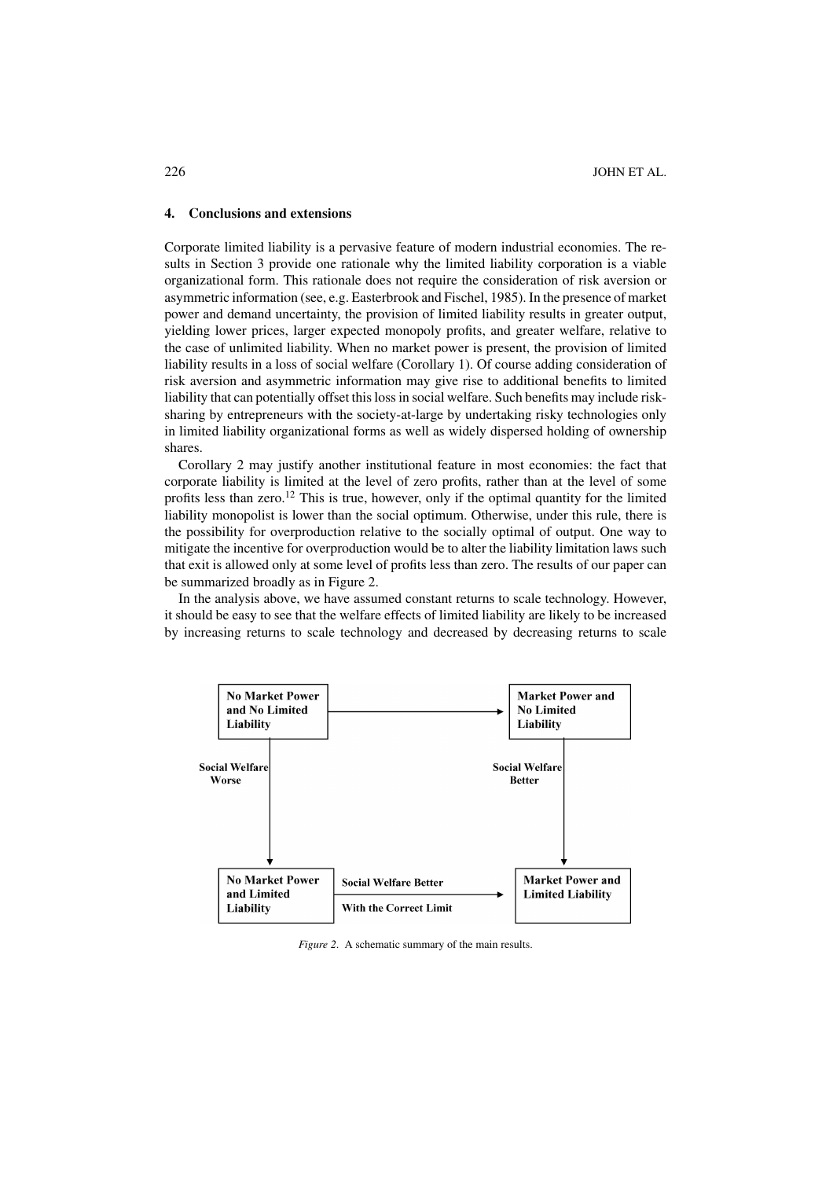## 4. Conclusions and extensions

Corporate limited liability is a pervasive feature of modern industrial economies. The results in Section 3 provide one rationale why the limited liability corporation is a viable organizational form. This rationale does not require the consideration of risk aversion or asymmetric information (see, e.g. Easterbrook and Fischel, 1985). In the presence of market power and demand uncertainty, the provision of limited liability results in greater output, yielding lower prices, larger expected monopoly profits, and greater welfare, relative to the case of unlimited liability. When no market power is present, the provision of limited liability results in a loss of social welfare (Corollary 1). Of course adding consideration of risk aversion and asymmetric information may give rise to additional benefits to limited liability that can potentially offset this loss in social welfare. Such benefits may include risk-sharing by entrepreneurs with the society-at-large by undertaking risky technologies only in limited liability organizational forms as well as widely dispersed holding of ownership shares.

Corollary 2 may justify another institutional feature in most economies: the fact that corporate liability is limited at the level of zero profits, rather than at the level of some profits less than zero.[12] This is true, however, only if the optimal quantity for the limited liability monopolist is lower than the social optimum. Otherwise, under this rule, there is the possibility for overproduction relative to the socially optimal of output. One way to mitigate the incentive for overproduction would be to alter the liability limitation laws such that exit is allowed only at some level of profits less than zero. The results of our paper can be summarized broadly as in Figure 2.

In the analysis above, we have assumed constant returns to scale technology. However, it should be easy to see that the welfare effects of limited liability are likely to be increased by increasing returns to scale technology and decreased by decreasing returns to scale

- **No Market Power and No Limited Liability** → **Market Power and No Limited Liability**
- **No Market Power and No Limited Liability** → (Social Welfare Worse) → **No Market Power and Limited Liability**
- **Market Power and No Limited Liability** → (Social Welfare Better) → **Market Power and Limited Liability**
- **No Market Power and Limited Liability** → (Social Welfare Better With the Correct Limit) → **Market Power and Limited Liability**

*Figure 2.* A schematic summary of the main results.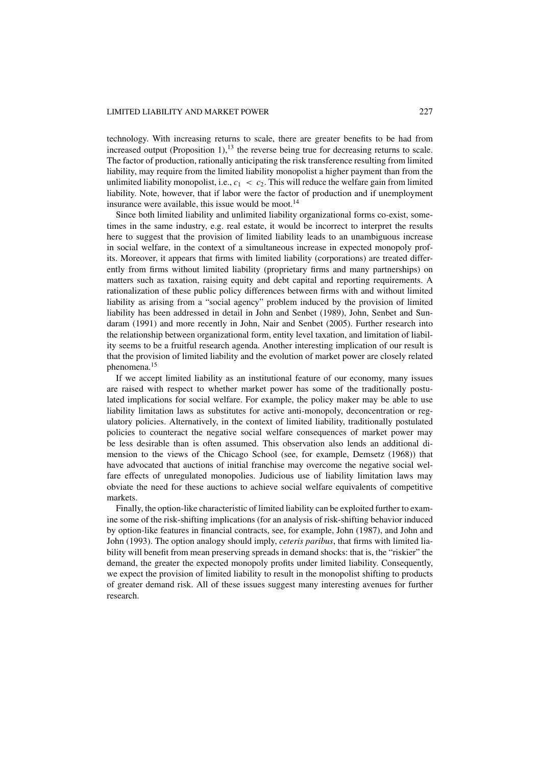technology. With increasing returns to scale, there are greater benefits to be had from increased output (Proposition 1),[13] the reverse being true for decreasing returns to scale. The factor of production, rationally anticipating the risk transference resulting from limited liability, may require from the limited liability monopolist a higher payment than from the unlimited liability monopolist, i.e., $c_1 < c_2$. This will reduce the welfare gain from limited liability. Note, however, that if labor were the factor of production and if unemployment insurance were available, this issue would be moot.[14]

Since both limited liability and unlimited liability organizational forms co-exist, sometimes in the same industry, e.g. real estate, it would be incorrect to interpret the results here to suggest that the provision of limited liability leads to an unambiguous increase in social welfare, in the context of a simultaneous increase in expected monopoly profits. Moreover, it appears that firms with limited liability (corporations) are treated differently from firms without limited liability (proprietary firms and many partnerships) on matters such as taxation, raising equity and debt capital and reporting requirements. A rationalization of these public policy differences between firms with and without limited liability as arising from a "social agency" problem induced by the provision of limited liability has been addressed in detail in John and Senbet (1989), John, Senbet and Sundaram (1991) and more recently in John, Nair and Senbet (2005). Further research into the relationship between organizational form, entity level taxation, and limitation of liability seems to be a fruitful research agenda. Another interesting implication of our result is that the provision of limited liability and the evolution of market power are closely related phenomena.[15]

If we accept limited liability as an institutional feature of our economy, many issues are raised with respect to whether market power has some of the traditionally postulated implications for social welfare. For example, the policy maker may be able to use liability limitation laws as substitutes for active anti-monopoly, deconcentration or regulatory policies. Alternatively, in the context of limited liability, traditionally postulated policies to counteract the negative social welfare consequences of market power may be less desirable than is often assumed. This observation also lends an additional dimension to the views of the Chicago School (see, for example, Demsetz (1968)) that have advocated that auctions of initial franchise may overcome the negative social welfare effects of unregulated monopolies. Judicious use of liability limitation laws may obviate the need for these auctions to achieve social welfare equivalents of competitive markets.

Finally, the option-like characteristic of limited liability can be exploited further to examine some of the risk-shifting implications (for an analysis of risk-shifting behavior induced by option-like features in financial contracts, see, for example, John (1987), and John and John (1993). The option analogy should imply, *ceteris paribus*, that firms with limited liability will benefit from mean preserving spreads in demand shocks: that is, the "riskier" the demand, the greater the expected monopoly profits under limited liability. Consequently, we expect the provision of limited liability to result in the monopolist shifting to products of greater demand risk. All of these issues suggest many interesting avenues for further research.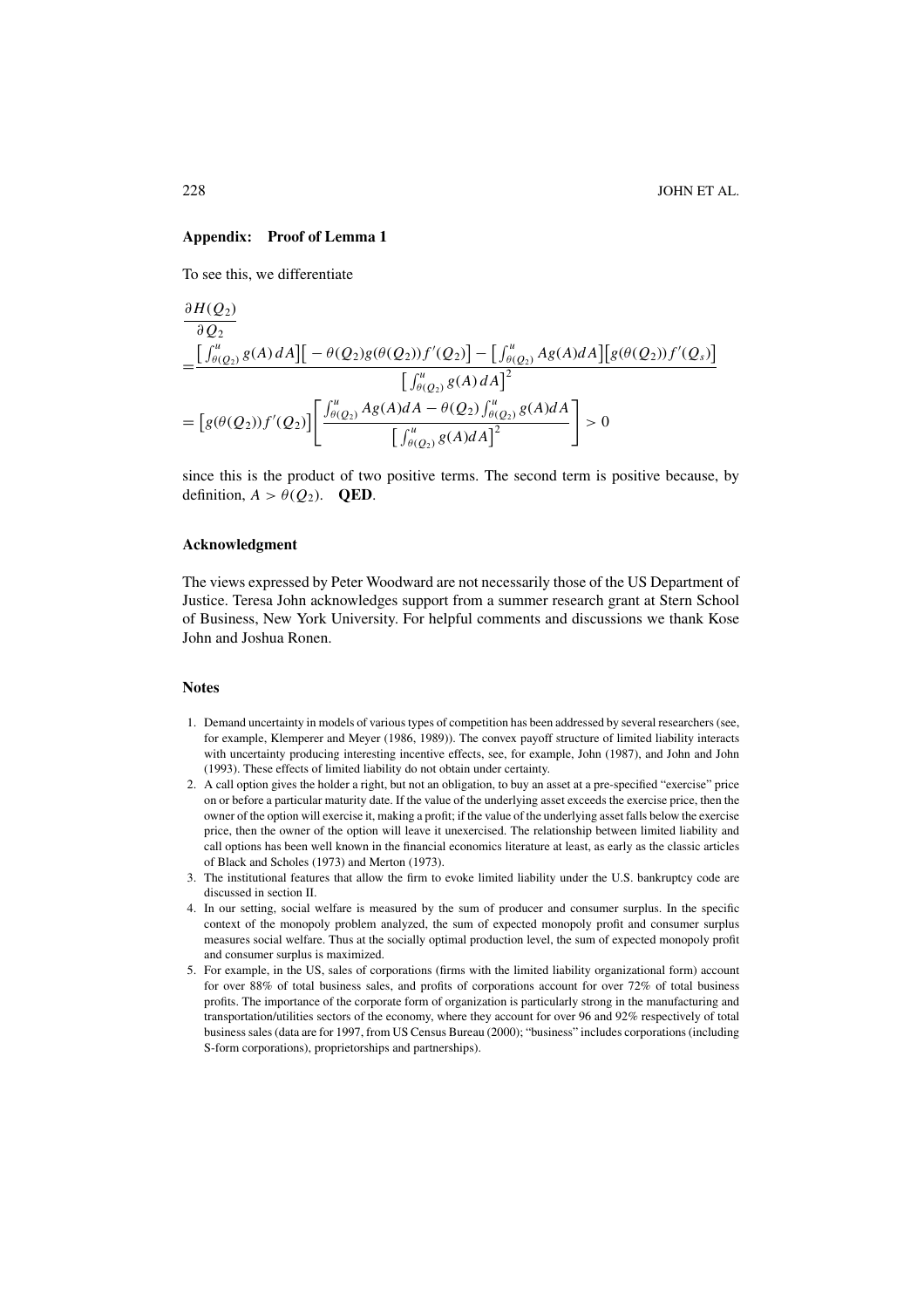## Appendix: Proof of Lemma 1

To see this, we differentiate

$$
\begin{aligned}
&\frac{\partial H(Q_2)}{\partial Q_2} \\
&= \frac{\left[\int_{\theta(Q_2)}^{u} g(A)\,dA\right]\left[-\theta(Q_2)g(\theta(Q_2))f'(Q_2)\right] - \left[\int_{\theta(Q_2)}^{u} Ag(A)dA\right]\left[g(\theta(Q_2))f'(Q_s)\right]}{\left[\int_{\theta(Q_2)}^{u} g(A)\,dA\right]^2} \\
&= \left[g(\theta(Q_2))f'(Q_2)\right]\left[\frac{\int_{\theta(Q_2)}^{u} Ag(A)dA - \theta(Q_2)\int_{\theta(Q_2)}^{u} g(A)dA}{\left[\int_{\theta(Q_2)}^{u} g(A)dA\right]^2}\right] > 0
\end{aligned}
$$

since this is the product of two positive terms. The second term is positive because, by definition, $A > \theta(Q_2)$. **QED**.

### Acknowledgment

The views expressed by Peter Woodward are not necessarily those of the US Department of Justice. Teresa John acknowledges support from a summer research grant at Stern School of Business, New York University. For helpful comments and discussions we thank Kose John and Joshua Ronen.

### Notes

1. Demand uncertainty in models of various types of competition has been addressed by several researchers (see, for example, Klemperer and Meyer (1986, 1989)). The convex payoff structure of limited liability interacts with uncertainty producing interesting incentive effects, see, for example, John (1987), and John and John (1993). These effects of limited liability do not obtain under certainty.
2. A call option gives the holder a right, but not an obligation, to buy an asset at a pre-specified "exercise" price on or before a particular maturity date. If the value of the underlying asset exceeds the exercise price, then the owner of the option will exercise it, making a profit; if the value of the underlying asset falls below the exercise price, then the owner of the option will leave it unexercised. The relationship between limited liability and call options has been well known in the financial economics literature at least, as early as the classic articles of Black and Scholes (1973) and Merton (1973).
3. The institutional features that allow the firm to evoke limited liability under the U.S. bankruptcy code are discussed in section II.
4. In our setting, social welfare is measured by the sum of producer and consumer surplus. In the specific context of the monopoly problem analyzed, the sum of expected monopoly profit and consumer surplus measures social welfare. Thus at the socially optimal production level, the sum of expected monopoly profit and consumer surplus is maximized.
5. For example, in the US, sales of corporations (firms with the limited liability organizational form) account for over 88% of total business sales, and profits of corporations account for over 72% of total business profits. The importance of the corporate form of organization is particularly strong in the manufacturing and transportation/utilities sectors of the economy, where they account for over 96 and 92% respectively of total business sales (data are for 1997, from US Census Bureau (2000); "business" includes corporations (including S-form corporations), proprietorships and partnerships).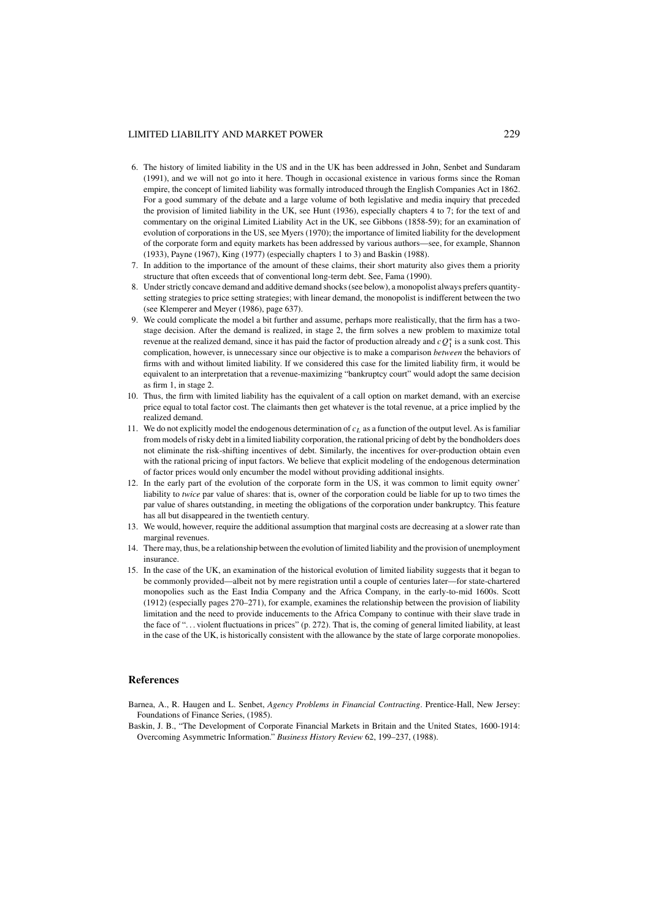6. The history of limited liability in the US and in the UK has been addressed in John, Senbet and Sundaram (1991), and we will not go into it here. Though in occasional existence in various forms since the Roman empire, the concept of limited liability was formally introduced through the English Companies Act in 1862. For a good summary of the debate and a large volume of both legislative and media inquiry that preceded the provision of limited liability in the UK, see Hunt (1936), especially chapters 4 to 7; for the text of and commentary on the original Limited Liability Act in the UK, see Gibbons (1858-59); for an examination of evolution of corporations in the US, see Myers (1970); the importance of limited liability for the development of the corporate form and equity markets has been addressed by various authors—see, for example, Shannon (1933), Payne (1967), King (1977) (especially chapters 1 to 3) and Baskin (1988).
7. In addition to the importance of the amount of these claims, their short maturity also gives them a priority structure that often exceeds that of conventional long-term debt. See, Fama (1990).
8. Under strictly concave demand and additive demand shocks (see below), a monopolist always prefers quantity-setting strategies to price setting strategies; with linear demand, the monopolist is indifferent between the two (see Klemperer and Meyer (1986), page 637).
9. We could complicate the model a bit further and assume, perhaps more realistically, that the firm has a two-stage decision. After the demand is realized, in stage 2, the firm solves a new problem to maximize total revenue at the realized demand, since it has paid the factor of production already and $cQ_1^*$ is a sunk cost. This complication, however, is unnecessary since our objective is to make a comparison *between* the behaviors of firms with and without limited liability. If we considered this case for the limited liability firm, it would be equivalent to an interpretation that a revenue-maximizing "bankruptcy court" would adopt the same decision as firm 1, in stage 2.
10. Thus, the firm with limited liability has the equivalent of a call option on market demand, with an exercise price equal to total factor cost. The claimants then get whatever is the total revenue, at a price implied by the realized demand.
11. We do not explicitly model the endogenous determination of $c_L$ as a function of the output level. As is familiar from models of risky debt in a limited liability corporation, the rational pricing of debt by the bondholders does not eliminate the risk-shifting incentives of debt. Similarly, the incentives for over-production obtain even with the rational pricing of input factors. We believe that explicit modeling of the endogenous determination of factor prices would only encumber the model without providing additional insights.
12. In the early part of the evolution of the corporate form in the US, it was common to limit equity owner' liability to *twice* par value of shares: that is, owner of the corporation could be liable for up to two times the par value of shares outstanding, in meeting the obligations of the corporation under bankruptcy. This feature has all but disappeared in the twentieth century.
13. We would, however, require the additional assumption that marginal costs are decreasing at a slower rate than marginal revenues.
14. There may, thus, be a relationship between the evolution of limited liability and the provision of unemployment insurance.
15. In the case of the UK, an examination of the historical evolution of limited liability suggests that it began to be commonly provided—albeit not by mere registration until a couple of centuries later—for state-chartered monopolies such as the East India Company and the Africa Company, in the early-to-mid 1600s. Scott (1912) (especially pages 270–271), for example, examines the relationship between the provision of liability limitation and the need to provide inducements to the Africa Company to continue with their slave trade in the face of "... violent fluctuations in prices" (p. 272). That is, the coming of general limited liability, at least in the case of the UK, is historically consistent with the allowance by the state of large corporate monopolies.

## References

Barnea, A., R. Haugen and L. Senbet, *Agency Problems in Financial Contracting*. Prentice-Hall, New Jersey: Foundations of Finance Series, (1985).

Baskin, J. B., "The Development of Corporate Financial Markets in Britain and the United States, 1600-1914: Overcoming Asymmetric Information." *Business History Review* 62, 199–237, (1988).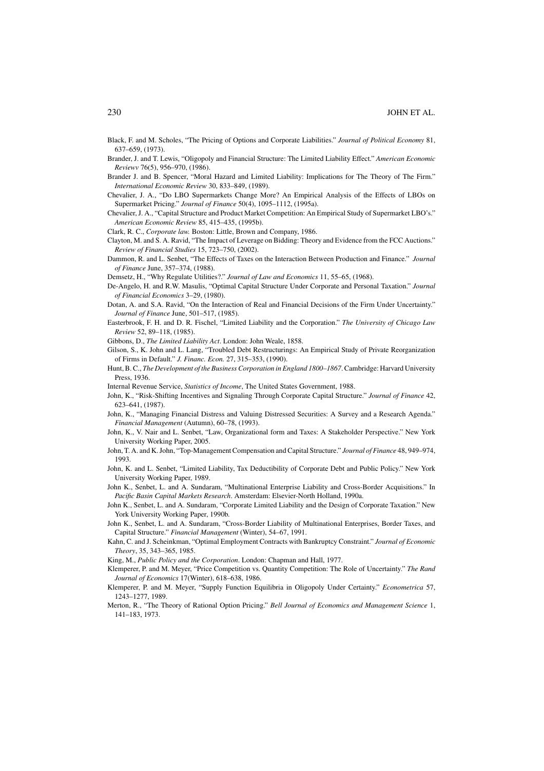Black, F. and M. Scholes, "The Pricing of Options and Corporate Liabilities." *Journal of Political Economy* 81, 637–659, (1973).

Brander, J. and T. Lewis, "Oligopoly and Financial Structure: The Limited Liability Effect." *American Economic Reviewv* 76(5), 956–970, (1986).

Brander J. and B. Spencer, "Moral Hazard and Limited Liability: Implications for The Theory of The Firm." *International Economic Review* 30, 833–849, (1989).

Chevalier, J. A., "Do LBO Supermarkets Change More? An Empirical Analysis of the Effects of LBOs on Supermarket Pricing." *Journal of Finance* 50(4), 1095–1112, (1995a).

Chevalier, J. A., "Capital Structure and Product Market Competition: An Empirical Study of Supermarket LBO's." *American Economic Review* 85, 415–435, (1995b).

Clark, R. C., *Corporate law.* Boston: Little, Brown and Company, 1986.

Clayton, M. and S. A. Ravid, "The Impact of Leverage on Bidding: Theory and Evidence from the FCC Auctions." *Review of Financial Studies* 15, 723–750, (2002).

Dammon, R. and L. Senbet, "The Effects of Taxes on the Interaction Between Production and Finance." *Journal of Finance* June, 357–374, (1988).

Demsetz, H., "Why Regulate Utilities?." *Journal of Law and Economics* 11, 55–65, (1968).

De-Angelo, H. and R.W. Masulis, "Optimal Capital Structure Under Corporate and Personal Taxation." *Journal of Financial Economics* 3–29, (1980).

Dotan, A. and S.A. Ravid, "On the Interaction of Real and Financial Decisions of the Firm Under Uncertainty." *Journal of Finance* June, 501–517, (1985).

Easterbrook, F. H. and D. R. Fischel, "Limited Liability and the Corporation." *The University of Chicago Law Review* 52, 89–118, (1985).

Gibbons, D., *The Limited Liability Act*. London: John Weale, 1858.

Gilson, S., K. John and L. Lang, "Troubled Debt Restructurings: An Empirical Study of Private Reorganization of Firms in Default." *J. Financ. Econ.* 27, 315–353, (1990).

Hunt, B. C., *The Development of the Business Corporation in England 1800–1867*. Cambridge: Harvard University Press, 1936.

Internal Revenue Service, *Statistics of Income*, The United States Government, 1988.

John, K., "Risk-Shifting Incentives and Signaling Through Corporate Capital Structure." *Journal of Finance* 42, 623–641, (1987).

John, K., "Managing Financial Distress and Valuing Distressed Securities: A Survey and a Research Agenda." *Financial Management* (Autumn), 60–78, (1993).

John, K., V. Nair and L. Senbet, "Law, Organizational form and Taxes: A Stakeholder Perspective." New York University Working Paper, 2005.

John, T. A. and K. John, "Top-Management Compensation and Capital Structure." *Journal of Finance* 48, 949–974, 1993.

John, K. and L. Senbet, "Limited Liability, Tax Deductibility of Corporate Debt and Public Policy." New York University Working Paper, 1989.

John K., Senbet, L. and A. Sundaram, "Multinational Enterprise Liability and Cross-Border Acquisitions." In *Pacific Basin Capital Markets Research*. Amsterdam: Elsevier-North Holland, 1990a.

John K., Senbet, L. and A. Sundaram, "Corporate Limited Liability and the Design of Corporate Taxation." New York University Working Paper, 1990b.

John K., Senbet, L. and A. Sundaram, "Cross-Border Liability of Multinational Enterprises, Border Taxes, and Capital Structure." *Financial Management* (Winter), 54–67, 1991.

Kahn, C. and J. Scheinkman, "Optimal Employment Contracts with Bankruptcy Constraint." *Journal of Economic Theory*, 35, 343–365, 1985.

King, M., *Public Policy and the Corporation*. London: Chapman and Hall, 1977.

Klemperer, P. and M. Meyer, "Price Competition vs. Quantity Competition: The Role of Uncertainty." *The Rand Journal of Economics* 17(Winter), 618–638, 1986.

Klemperer, P. and M. Meyer, "Supply Function Equilibria in Oligopoly Under Certainty." *Econometrica* 57, 1243–1277, 1989.

Merton, R., "The Theory of Rational Option Pricing." *Bell Journal of Economics and Management Science* 1, 141–183, 1973.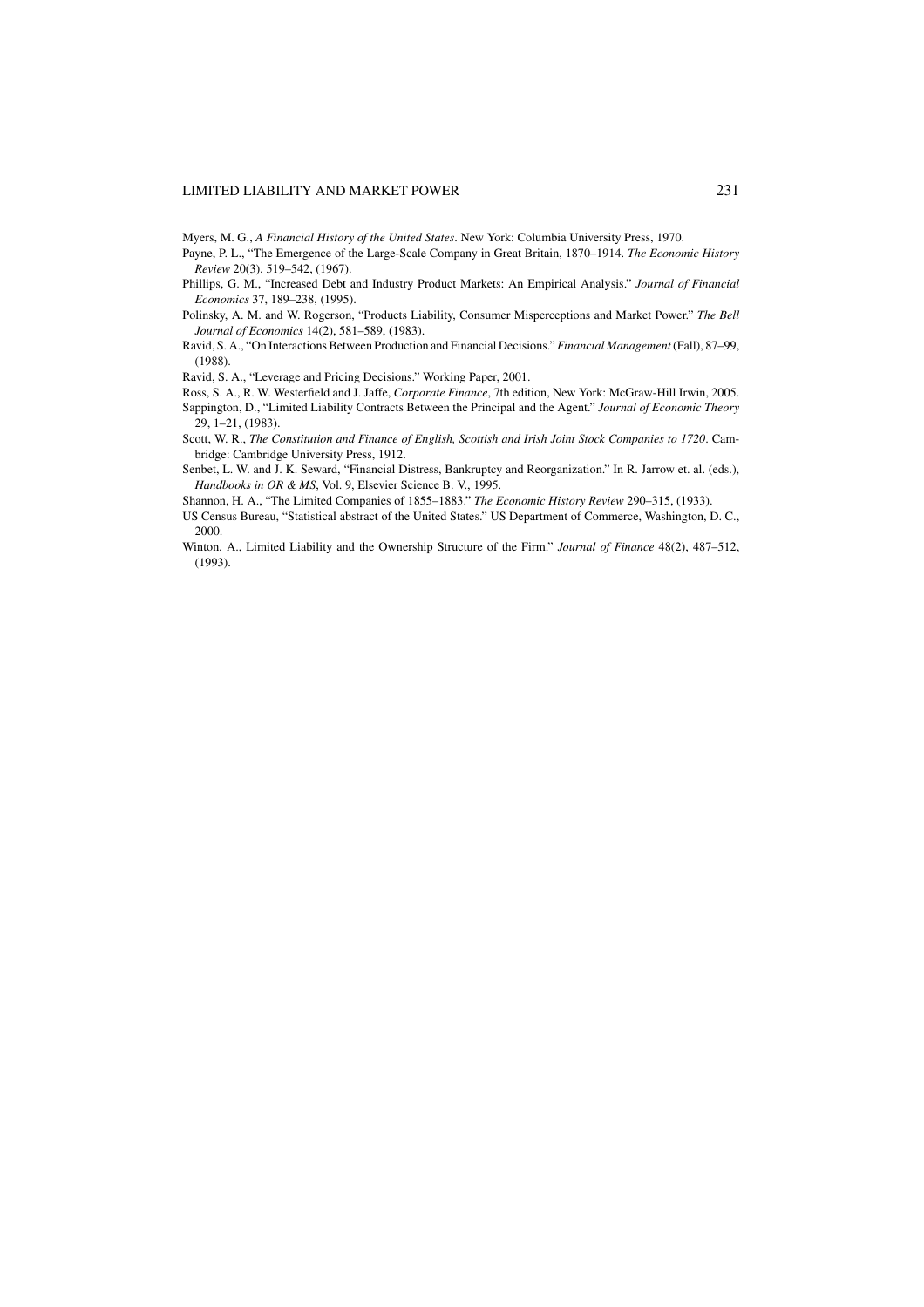Myers, M. G., *A Financial History of the United States*. New York: Columbia University Press, 1970.

Payne, P. L., "The Emergence of the Large-Scale Company in Great Britain, 1870–1914. *The Economic History Review* 20(3), 519–542, (1967).

Phillips, G. M., "Increased Debt and Industry Product Markets: An Empirical Analysis." *Journal of Financial Economics* 37, 189–238, (1995).

Polinsky, A. M. and W. Rogerson, "Products Liability, Consumer Misperceptions and Market Power." *The Bell Journal of Economics* 14(2), 581–589, (1983).

Ravid, S. A., "On Interactions Between Production and Financial Decisions." *Financial Management* (Fall), 87–99, (1988).

Ravid, S. A., "Leverage and Pricing Decisions." Working Paper, 2001.

Ross, S. A., R. W. Westerfield and J. Jaffe, *Corporate Finance*, 7th edition, New York: McGraw-Hill Irwin, 2005.

Sappington, D., "Limited Liability Contracts Between the Principal and the Agent." *Journal of Economic Theory* 29, 1–21, (1983).

Scott, W. R., *The Constitution and Finance of English, Scottish and Irish Joint Stock Companies to 1720*. Cambridge: Cambridge University Press, 1912.

Senbet, L. W. and J. K. Seward, "Financial Distress, Bankruptcy and Reorganization." In R. Jarrow et. al. (eds.), *Handbooks in OR & MS*, Vol. 9, Elsevier Science B. V., 1995.

Shannon, H. A., "The Limited Companies of 1855–1883." *The Economic History Review* 290–315, (1933).

US Census Bureau, "Statistical abstract of the United States." US Department of Commerce, Washington, D. C., 2000.

Winton, A., Limited Liability and the Ownership Structure of the Firm." *Journal of Finance* 48(2), 487–512, (1993).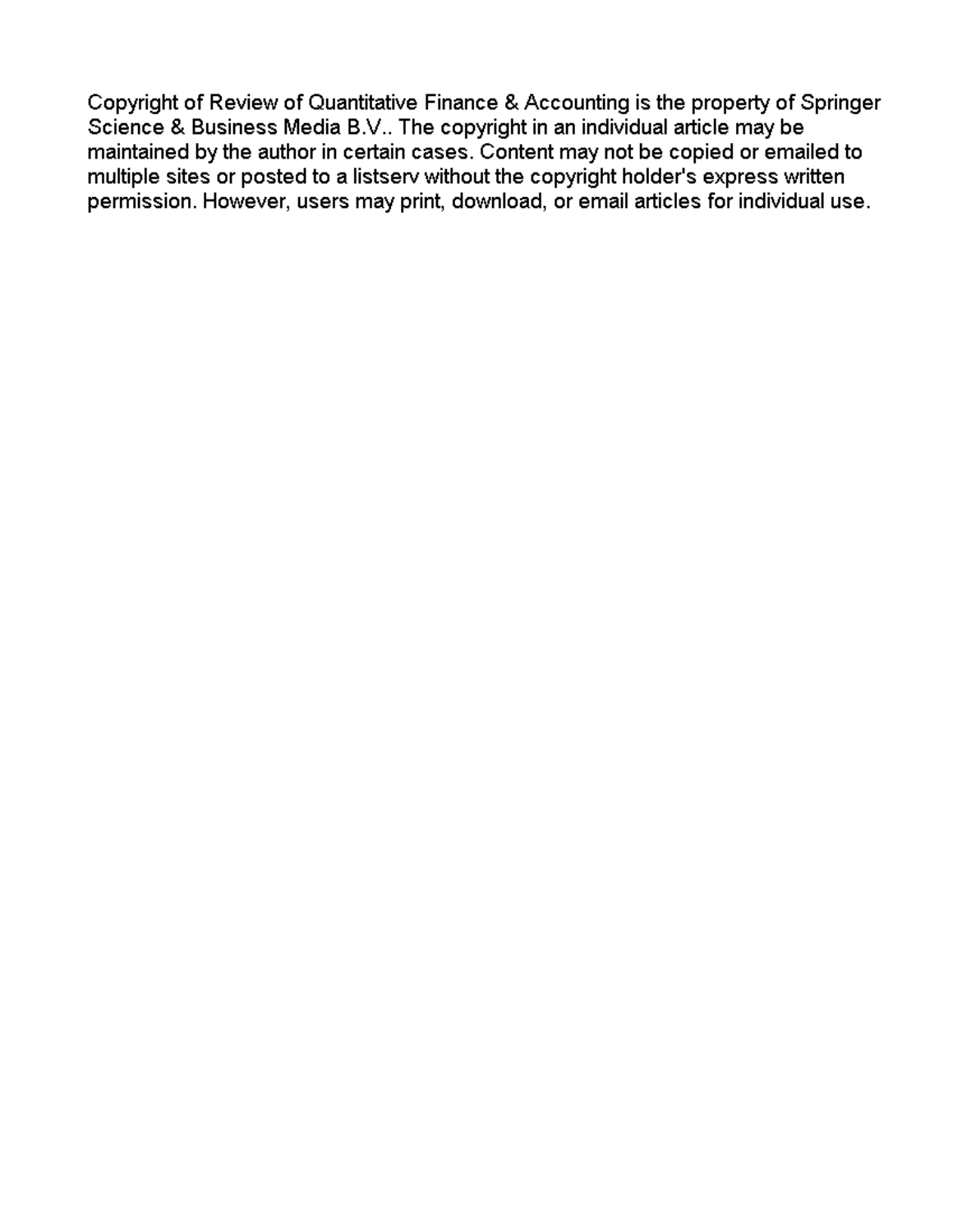Copyright of Review of Quantitative Finance & Accounting is the property of Springer Science & Business Media B.V.. The copyright in an individual article may be maintained by the author in certain cases. Content may not be copied or emailed to multiple sites or posted to a listserv without the copyright holder's express written permission. However, users may print, download, or email articles for individual use.